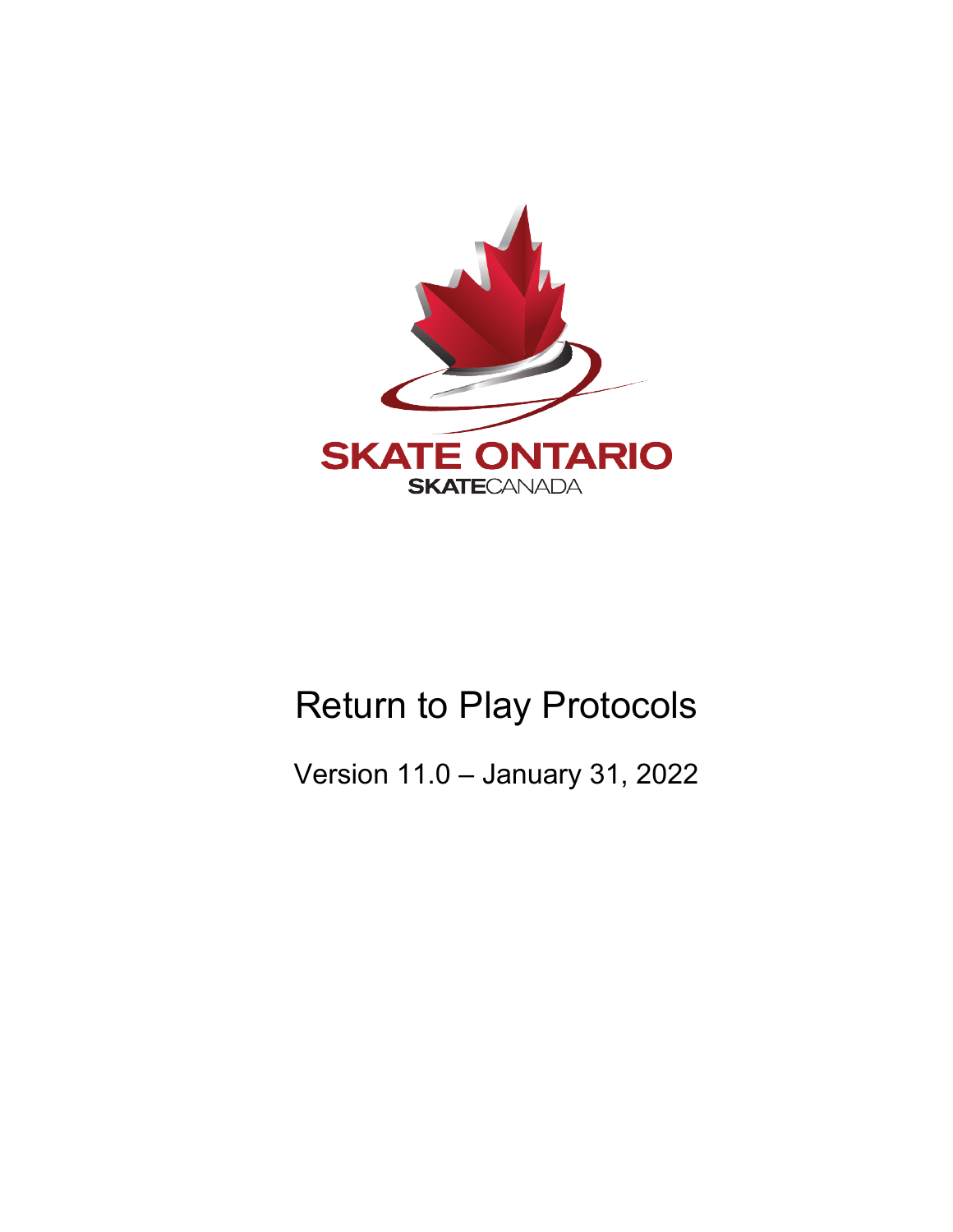SKATE ONTARIO

SKATECANADA

# Return to Play Protocols

Version 11.0 – January 31, 2022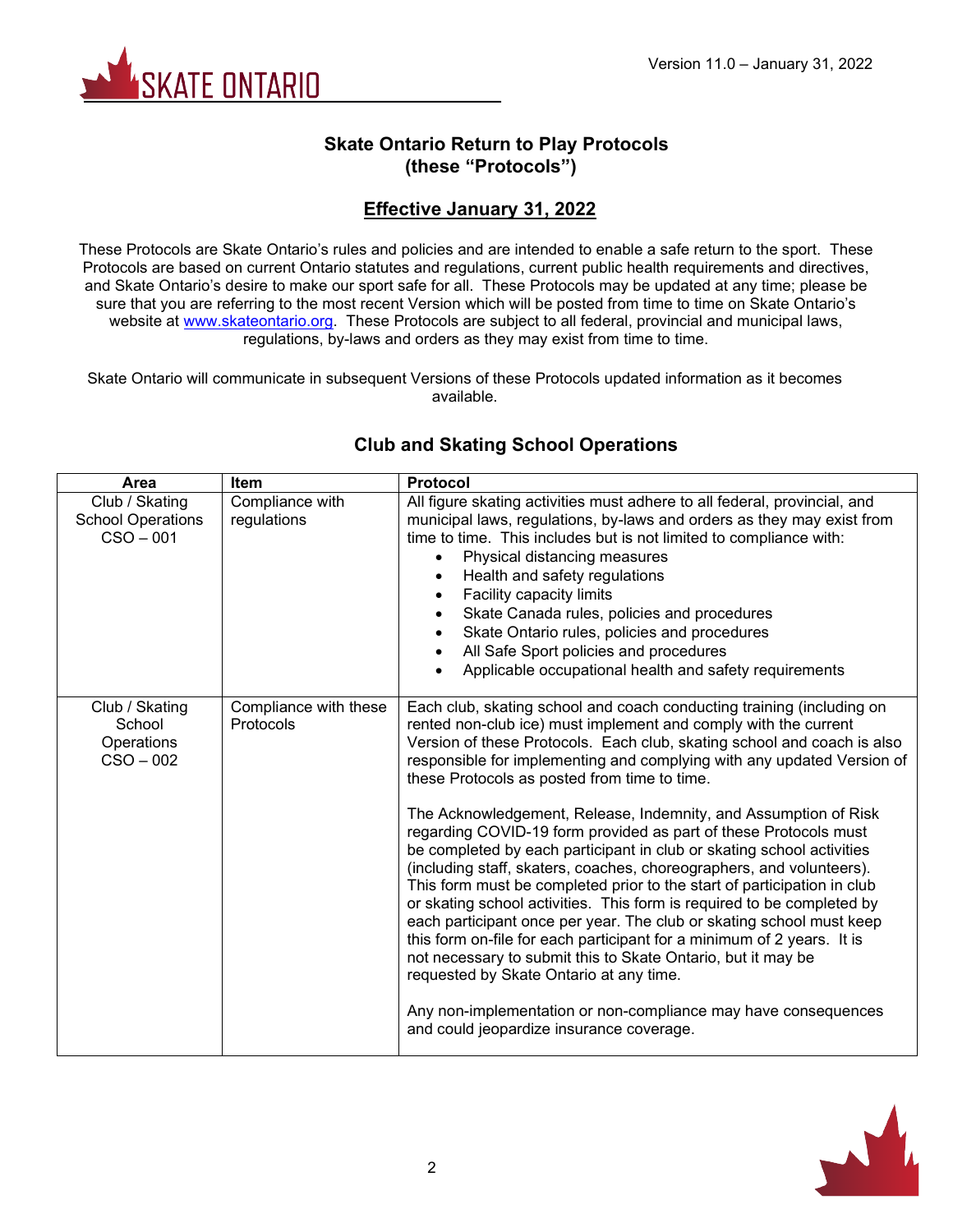Version 11.0 – January 31, 2022

# Skate Ontario Return to Play Protocols (these "Protocols")

## Effective January 31, 2022

These Protocols are Skate Ontario's rules and policies and are intended to enable a safe return to the sport. These Protocols are based on current Ontario statutes and regulations, current public health requirements and directives, and Skate Ontario's desire to make our sport safe for all. These Protocols may be updated at any time; please be sure that you are referring to the most recent Version which will be posted from time to time on Skate Ontario's website at www.skateontario.org. These Protocols are subject to all federal, provincial and municipal laws, regulations, by-laws and orders as they may exist from time to time.

Skate Ontario will communicate in subsequent Versions of these Protocols updated information as it becomes available.

## Club and Skating School Operations

| Area | Item | Protocol |
|---|---|---|
| Club / Skating School Operations CSO – 001 | Compliance with regulations | All figure skating activities must adhere to all federal, provincial, and municipal laws, regulations, by-laws and orders as they may exist from time to time. This includes but is not limited to compliance with:<br>• Physical distancing measures<br>• Health and safety regulations<br>• Facility capacity limits<br>• Skate Canada rules, policies and procedures<br>• Skate Ontario rules, policies and procedures<br>• All Safe Sport policies and procedures<br>• Applicable occupational health and safety requirements |
| Club / Skating School Operations CSO – 002 | Compliance with these Protocols | Each club, skating school and coach conducting training (including on rented non-club ice) must implement and comply with the current Version of these Protocols. Each club, skating school and coach is also responsible for implementing and complying with any updated Version of these Protocols as posted from time to time.<br><br>The Acknowledgement, Release, Indemnity, and Assumption of Risk regarding COVID-19 form provided as part of these Protocols must be completed by each participant in club or skating school activities (including staff, skaters, coaches, choreographers, and volunteers). This form must be completed prior to the start of participation in club or skating school activities. This form is required to be completed by each participant once per year. The club or skating school must keep this form on-file for each participant for a minimum of 2 years. It is not necessary to submit this to Skate Ontario, but it may be requested by Skate Ontario at any time.<br><br>Any non-implementation or non-compliance may have consequences and could jeopardize insurance coverage. |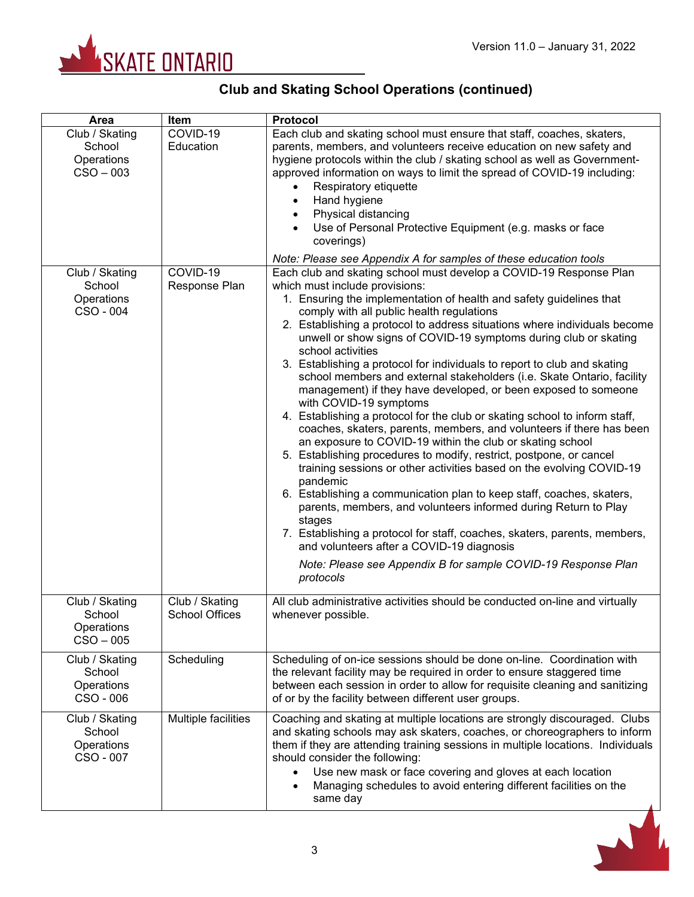## Club and Skating School Operations (continued)

| Area | Item | Protocol |
|---|---|---|
| Club / Skating School Operations CSO – 003 | COVID-19 Education | Each club and skating school must ensure that staff, coaches, skaters, parents, members, and volunteers receive education on new safety and hygiene protocols within the club / skating school as well as Government-approved information on ways to limit the spread of COVID-19 including: <br>• Respiratory etiquette <br>• Hand hygiene <br>• Physical distancing <br>• Use of Personal Protective Equipment (e.g. masks or face coverings) <br>*Note: Please see Appendix A for samples of these education tools* |
| Club / Skating School Operations CSO - 004 | COVID-19 Response Plan | Each club and skating school must develop a COVID-19 Response Plan which must include provisions: <br>1. Ensuring the implementation of health and safety guidelines that comply with all public health regulations <br>2. Establishing a protocol to address situations where individuals become unwell or show signs of COVID-19 symptoms during club or skating school activities <br>3. Establishing a protocol for individuals to report to club and skating school members and external stakeholders (i.e. Skate Ontario, facility management) if they have developed, or been exposed to someone with COVID-19 symptoms <br>4. Establishing a protocol for the club or skating school to inform staff, coaches, skaters, parents, members, and volunteers if there has been an exposure to COVID-19 within the club or skating school <br>5. Establishing procedures to modify, restrict, postpone, or cancel training sessions or other activities based on the evolving COVID-19 pandemic <br>6. Establishing a communication plan to keep staff, coaches, skaters, parents, members, and volunteers informed during Return to Play stages <br>7. Establishing a protocol for staff, coaches, skaters, parents, members, and volunteers after a COVID-19 diagnosis <br>*Note: Please see Appendix B for sample COVID-19 Response Plan protocols* |
| Club / Skating School Operations CSO – 005 | Club / Skating School Offices | All club administrative activities should be conducted on-line and virtually whenever possible. |
| Club / Skating School Operations CSO - 006 | Scheduling | Scheduling of on-ice sessions should be done on-line. Coordination with the relevant facility may be required in order to ensure staggered time between each session in order to allow for requisite cleaning and sanitizing of or by the facility between different user groups. |
| Club / Skating School Operations CSO - 007 | Multiple facilities | Coaching and skating at multiple locations are strongly discouraged. Clubs and skating schools may ask skaters, coaches, or choreographers to inform them if they are attending training sessions in multiple locations. Individuals should consider the following: <br>• Use new mask or face covering and gloves at each location <br>• Managing schedules to avoid entering different facilities on the same day |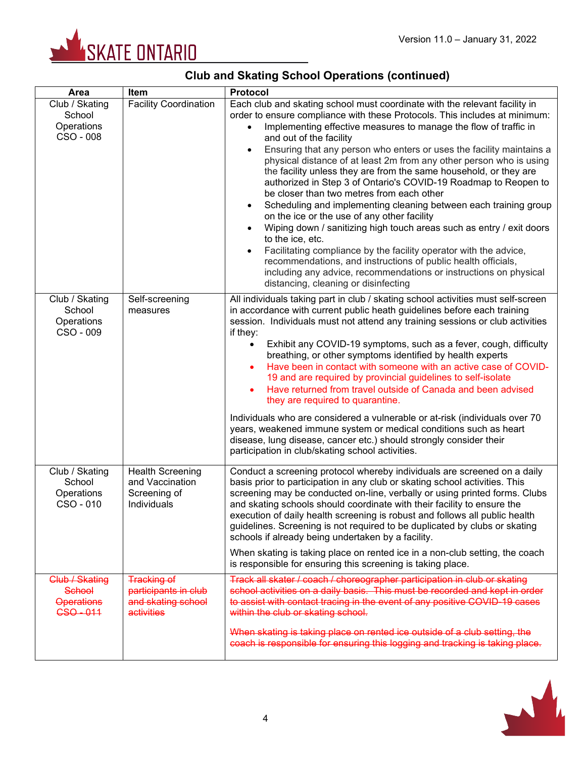## Club and Skating School Operations (continued)

| Area | Item | Protocol |
|---|---|---|
| Club / Skating School Operations CSO - 008 | Facility Coordination | Each club and skating school must coordinate with the relevant facility in order to ensure compliance with these Protocols. This includes at minimum: <br>• Implementing effective measures to manage the flow of traffic in and out of the facility <br>• Ensuring that any person who enters or uses the facility maintains a physical distance of at least 2m from any other person who is using the facility unless they are from the same household, or they are authorized in Step 3 of Ontario's COVID-19 Roadmap to Reopen to be closer than two metres from each other <br>• Scheduling and implementing cleaning between each training group on the ice or the use of any other facility <br>• Wiping down / sanitizing high touch areas such as entry / exit doors to the ice, etc. <br>• Facilitating compliance by the facility operator with the advice, recommendations, and instructions of public health officials, including any advice, recommendations or instructions on physical distancing, cleaning or disinfecting |
| Club / Skating School Operations CSO - 009 | Self-screening measures | All individuals taking part in club / skating school activities must self-screen in accordance with current public heath guidelines before each training session. Individuals must not attend any training sessions or club activities if they: <br>• Exhibit any COVID-19 symptoms, such as a fever, cough, difficulty breathing, or other symptoms identified by health experts <br>• Have been in contact with someone with an active case of COVID-19 and are required by provincial guidelines to self-isolate <br>• Have returned from travel outside of Canada and been advised they are required to quarantine. <br><br>Individuals who are considered a vulnerable or at-risk (individuals over 70 years, weakened immune system or medical conditions such as heart disease, lung disease, cancer etc.) should strongly consider their participation in club/skating school activities. |
| Club / Skating School Operations CSO - 010 | Health Screening and Vaccination Screening of Individuals | Conduct a screening protocol whereby individuals are screened on a daily basis prior to participation in any club or skating school activities. This screening may be conducted on-line, verbally or using printed forms. Clubs and skating schools should coordinate with their facility to ensure the execution of daily health screening is robust and follows all public health guidelines. Screening is not required to be duplicated by clubs or skating schools if already being undertaken by a facility. <br><br>When skating is taking place on rented ice in a non-club setting, the coach is responsible for ensuring this screening is taking place. |
| ~~Club / Skating School Operations CSO - 011~~ | ~~Tracking of participants in club and skating school activities~~ | ~~Track all skater / coach / choreographer participation in club or skating school activities on a daily basis. This must be recorded and kept in order to assist with contact tracing in the event of any positive COVID-19 cases within the club or skating school.~~ <br><br>~~When skating is taking place on rented ice outside of a club setting, the coach is responsible for ensuring this logging and tracking is taking place.~~ |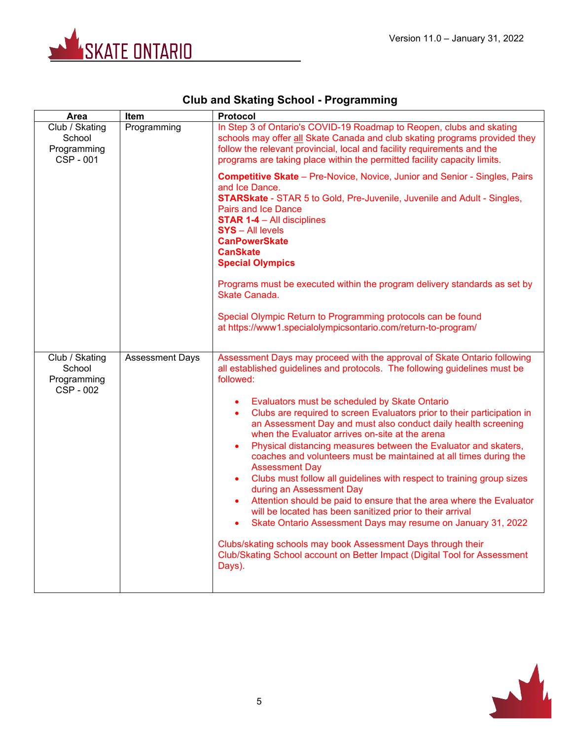## Club and Skating School - Programming

| Area | Item | Protocol |
|---|---|---|
| Club / Skating School Programming CSP - 001 | Programming | In Step 3 of Ontario's COVID-19 Roadmap to Reopen, clubs and skating schools may offer all Skate Canada and club skating programs provided they follow the relevant provincial, local and facility requirements and the programs are taking place within the permitted facility capacity limits.<br><br>**Competitive Skate** – Pre-Novice, Novice, Junior and Senior - Singles, Pairs and Ice Dance.<br>**STARSkate** - STAR 5 to Gold, Pre-Juvenile, Juvenile and Adult - Singles, Pairs and Ice Dance<br>**STAR 1-4** – All disciplines<br>**SYS** – All levels<br>**CanPowerSkate**<br>**CanSkate**<br>**Special Olympics**<br><br>Programs must be executed within the program delivery standards as set by Skate Canada.<br><br>Special Olympic Return to Programming protocols can be found at https://www1.specialolympicsontario.com/return-to-program/ |
| Club / Skating School Programming CSP - 002 | Assessment Days | Assessment Days may proceed with the approval of Skate Ontario following all established guidelines and protocols. The following guidelines must be followed:<br><br>• Evaluators must be scheduled by Skate Ontario<br>• Clubs are required to screen Evaluators prior to their participation in an Assessment Day and must also conduct daily health screening when the Evaluator arrives on-site at the arena<br>• Physical distancing measures between the Evaluator and skaters, coaches and volunteers must be maintained at all times during the Assessment Day<br>• Clubs must follow all guidelines with respect to training group sizes during an Assessment Day<br>• Attention should be paid to ensure that the area where the Evaluator will be located has been sanitized prior to their arrival<br>• Skate Ontario Assessment Days may resume on January 31, 2022<br><br>Clubs/skating schools may book Assessment Days through their Club/Skating School account on Better Impact (Digital Tool for Assessment Days). |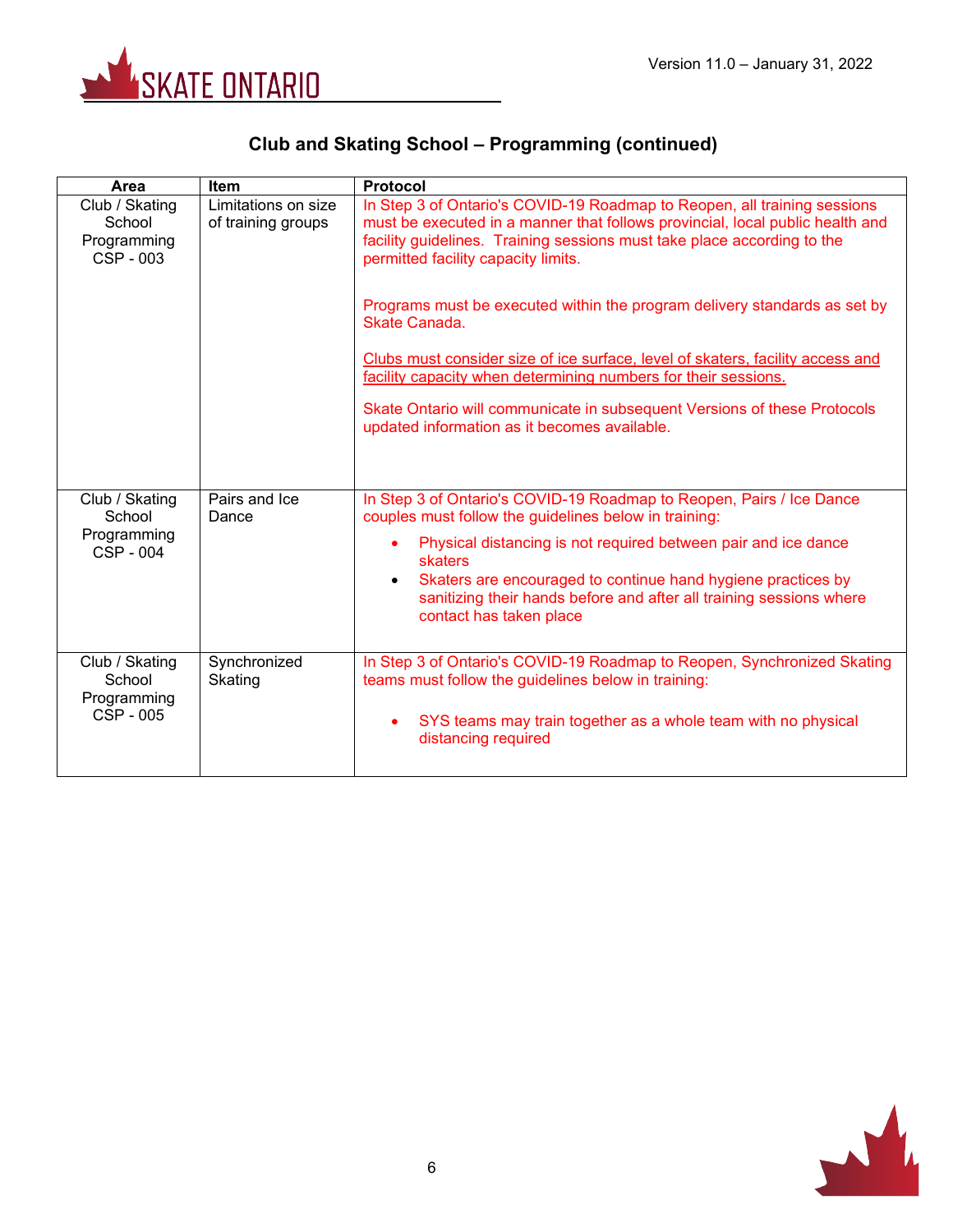## Club and Skating School – Programming (continued)

| Area | Item | Protocol |
|---|---|---|
| Club / Skating School Programming CSP - 003 | Limitations on size of training groups | In Step 3 of Ontario's COVID-19 Roadmap to Reopen, all training sessions must be executed in a manner that follows provincial, local public health and facility guidelines. Training sessions must take place according to the permitted facility capacity limits.<br><br>Programs must be executed within the program delivery standards as set by Skate Canada.<br><br><u>Clubs must consider size of ice surface, level of skaters, facility access and facility capacity when determining numbers for their sessions.</u><br><br>Skate Ontario will communicate in subsequent Versions of these Protocols updated information as it becomes available. |
| Club / Skating School Programming CSP - 004 | Pairs and Ice Dance | In Step 3 of Ontario's COVID-19 Roadmap to Reopen, Pairs / Ice Dance couples must follow the guidelines below in training:<br>• Physical distancing is not required between pair and ice dance skaters<br>• Skaters are encouraged to continue hand hygiene practices by sanitizing their hands before and after all training sessions where contact has taken place |
| Club / Skating School Programming CSP - 005 | Synchronized Skating | In Step 3 of Ontario's COVID-19 Roadmap to Reopen, Synchronized Skating teams must follow the guidelines below in training:<br>• SYS teams may train together as a whole team with no physical distancing required |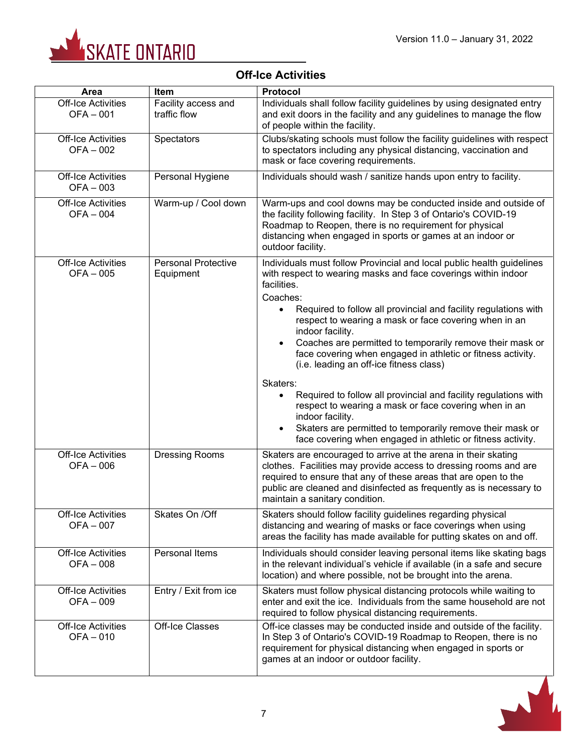## Off-Ice Activities

| Area | Item | Protocol |
|---|---|---|
| Off-Ice Activities OFA – 001 | Facility access and traffic flow | Individuals shall follow facility guidelines by using designated entry and exit doors in the facility and any guidelines to manage the flow of people within the facility. |
| Off-Ice Activities OFA – 002 | Spectators | Clubs/skating schools must follow the facility guidelines with respect to spectators including any physical distancing, vaccination and mask or face covering requirements. |
| Off-Ice Activities OFA – 003 | Personal Hygiene | Individuals should wash / sanitize hands upon entry to facility. |
| Off-Ice Activities OFA – 004 | Warm-up / Cool down | Warm-ups and cool downs may be conducted inside and outside of the facility following facility. In Step 3 of Ontario's COVID-19 Roadmap to Reopen, there is no requirement for physical distancing when engaged in sports or games at an indoor or outdoor facility. |
| Off-Ice Activities OFA – 005 | Personal Protective Equipment | Individuals must follow Provincial and local public health guidelines with respect to wearing masks and face coverings within indoor facilities.<br><br>Coaches:<br>• Required to follow all provincial and facility regulations with respect to wearing a mask or face covering when in an indoor facility.<br>• Coaches are permitted to temporarily remove their mask or face covering when engaged in athletic or fitness activity. (i.e. leading an off-ice fitness class)<br><br>Skaters:<br>• Required to follow all provincial and facility regulations with respect to wearing a mask or face covering when in an indoor facility.<br>• Skaters are permitted to temporarily remove their mask or face covering when engaged in athletic or fitness activity. |
| Off-Ice Activities OFA – 006 | Dressing Rooms | Skaters are encouraged to arrive at the arena in their skating clothes. Facilities may provide access to dressing rooms and are required to ensure that any of these areas that are open to the public are cleaned and disinfected as frequently as is necessary to maintain a sanitary condition. |
| Off-Ice Activities OFA – 007 | Skates On /Off | Skaters should follow facility guidelines regarding physical distancing and wearing of masks or face coverings when using areas the facility has made available for putting skates on and off. |
| Off-Ice Activities OFA – 008 | Personal Items | Individuals should consider leaving personal items like skating bags in the relevant individual's vehicle if available (in a safe and secure location) and where possible, not be brought into the arena. |
| Off-Ice Activities OFA – 009 | Entry / Exit from ice | Skaters must follow physical distancing protocols while waiting to enter and exit the ice. Individuals from the same household are not required to follow physical distancing requirements. |
| Off-Ice Activities OFA – 010 | Off-Ice Classes | Off-ice classes may be conducted inside and outside of the facility. In Step 3 of Ontario's COVID-19 Roadmap to Reopen, there is no requirement for physical distancing when engaged in sports or games at an indoor or outdoor facility. |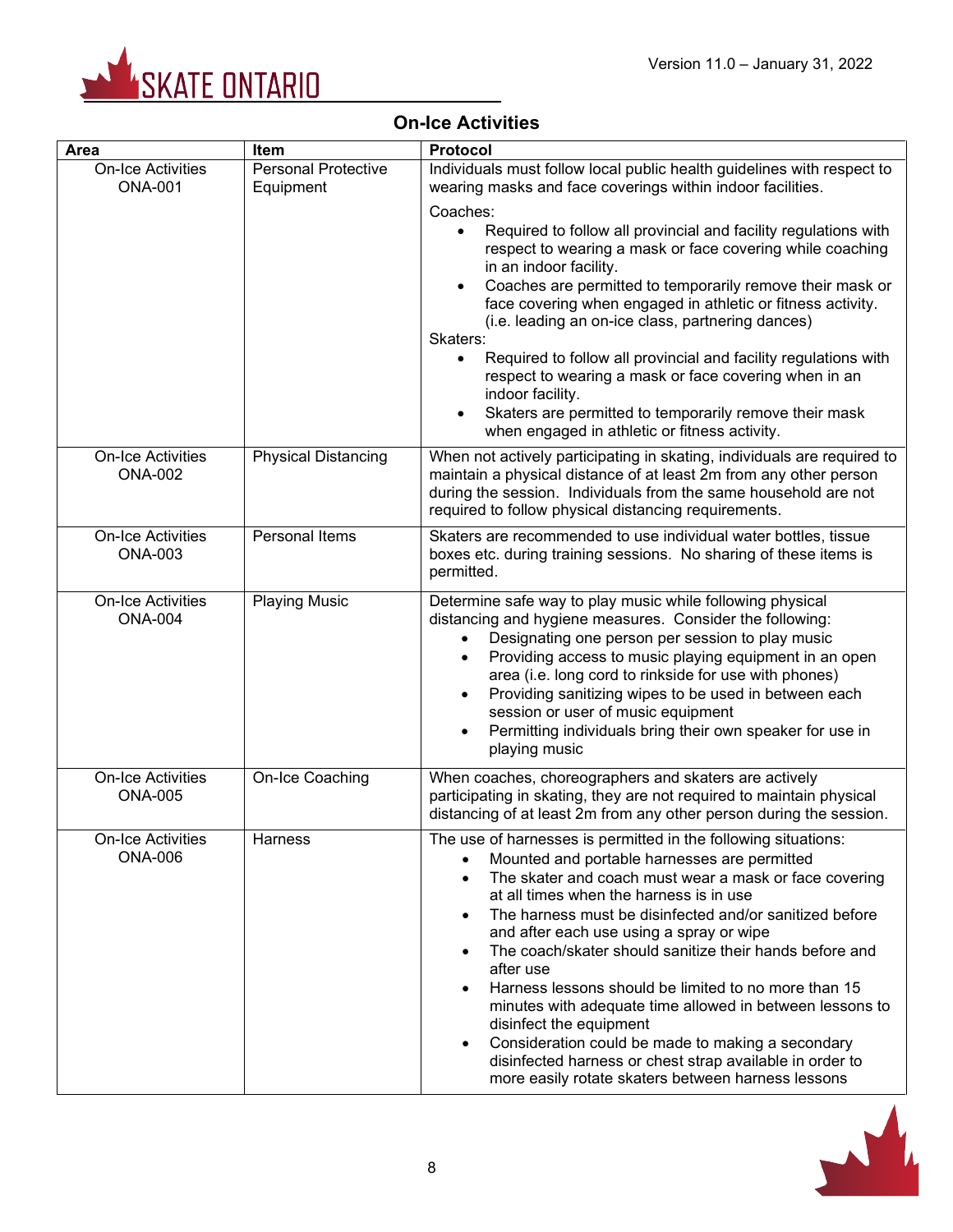## On-Ice Activities

| Area | Item | Protocol |
|---|---|---|
| On-Ice Activities ONA-001 | Personal Protective Equipment | Individuals must follow local public health guidelines with respect to wearing masks and face coverings within indoor facilities.<br><br>Coaches:<br>• Required to follow all provincial and facility regulations with respect to wearing a mask or face covering while coaching in an indoor facility.<br>• Coaches are permitted to temporarily remove their mask or face covering when engaged in athletic or fitness activity. (i.e. leading an on-ice class, partnering dances)<br><br>Skaters:<br>• Required to follow all provincial and facility regulations with respect to wearing a mask or face covering when in an indoor facility.<br>• Skaters are permitted to temporarily remove their mask when engaged in athletic or fitness activity. |
| On-Ice Activities ONA-002 | Physical Distancing | When not actively participating in skating, individuals are required to maintain a physical distance of at least 2m from any other person during the session. Individuals from the same household are not required to follow physical distancing requirements. |
| On-Ice Activities ONA-003 | Personal Items | Skaters are recommended to use individual water bottles, tissue boxes etc. during training sessions. No sharing of these items is permitted. |
| On-Ice Activities ONA-004 | Playing Music | Determine safe way to play music while following physical distancing and hygiene measures. Consider the following:<br>• Designating one person per session to play music<br>• Providing access to music playing equipment in an open area (i.e. long cord to rinkside for use with phones)<br>• Providing sanitizing wipes to be used in between each session or user of music equipment<br>• Permitting individuals bring their own speaker for use in playing music |
| On-Ice Activities ONA-005 | On-Ice Coaching | When coaches, choreographers and skaters are actively participating in skating, they are not required to maintain physical distancing of at least 2m from any other person during the session. |
| On-Ice Activities ONA-006 | Harness | The use of harnesses is permitted in the following situations:<br>• Mounted and portable harnesses are permitted<br>• The skater and coach must wear a mask or face covering at all times when the harness is in use<br>• The harness must be disinfected and/or sanitized before and after each use using a spray or wipe<br>• The coach/skater should sanitize their hands before and after use<br>• Harness lessons should be limited to no more than 15 minutes with adequate time allowed in between lessons to disinfect the equipment<br>• Consideration could be made to making a secondary disinfected harness or chest strap available in order to more easily rotate skaters between harness lessons |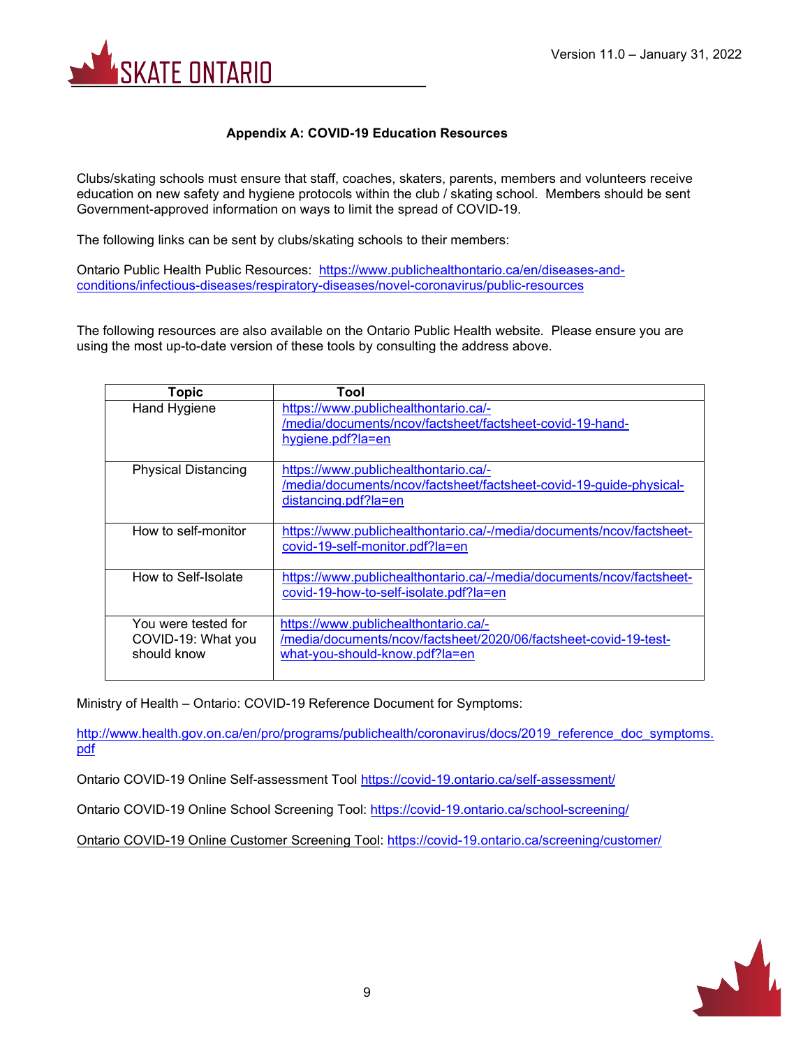## Appendix A: COVID-19 Education Resources

Clubs/skating schools must ensure that staff, coaches, skaters, parents, members and volunteers receive education on new safety and hygiene protocols within the club / skating school. Members should be sent Government-approved information on ways to limit the spread of COVID-19.

The following links can be sent by clubs/skating schools to their members:

Ontario Public Health Public Resources: https://www.publichealthontario.ca/en/diseases-and-conditions/infectious-diseases/respiratory-diseases/novel-coronavirus/public-resources

The following resources are also available on the Ontario Public Health website. Please ensure you are using the most up-to-date version of these tools by consulting the address above.

| Topic | Tool |
|---|---|
| Hand Hygiene | https://www.publichealthontario.ca/-/media/documents/ncov/factsheet/factsheet-covid-19-hand-hygiene.pdf?la=en |
| Physical Distancing | https://www.publichealthontario.ca/-/media/documents/ncov/factsheet/factsheet-covid-19-guide-physical-distancing.pdf?la=en |
| How to self-monitor | https://www.publichealthontario.ca/-/media/documents/ncov/factsheet-covid-19-self-monitor.pdf?la=en |
| How to Self-Isolate | https://www.publichealthontario.ca/-/media/documents/ncov/factsheet-covid-19-how-to-self-isolate.pdf?la=en |
| You were tested for COVID-19: What you should know | https://www.publichealthontario.ca/-/media/documents/ncov/factsheet/2020/06/factsheet-covid-19-test-what-you-should-know.pdf?la=en |

Ministry of Health – Ontario: COVID-19 Reference Document for Symptoms:

http://www.health.gov.on.ca/en/pro/programs/publichealth/coronavirus/docs/2019_reference_doc_symptoms.pdf

Ontario COVID-19 Online Self-assessment Tool https://covid-19.ontario.ca/self-assessment/

Ontario COVID-19 Online School Screening Tool: https://covid-19.ontario.ca/school-screening/

Ontario COVID-19 Online Customer Screening Tool: https://covid-19.ontario.ca/screening/customer/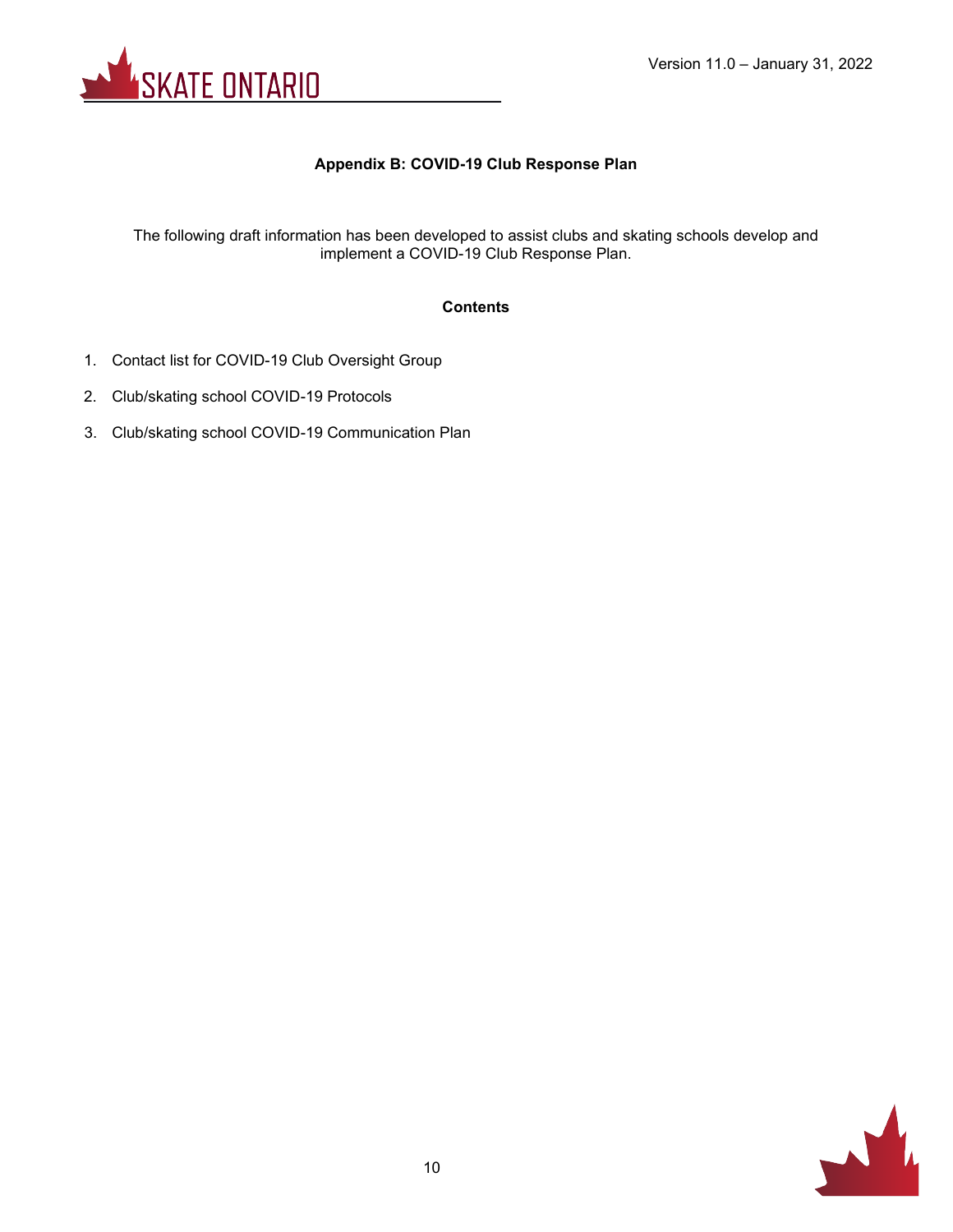## Appendix B: COVID-19 Club Response Plan

The following draft information has been developed to assist clubs and skating schools develop and implement a COVID-19 Club Response Plan.

### Contents

1. Contact list for COVID-19 Club Oversight Group
2. Club/skating school COVID-19 Protocols
3. Club/skating school COVID-19 Communication Plan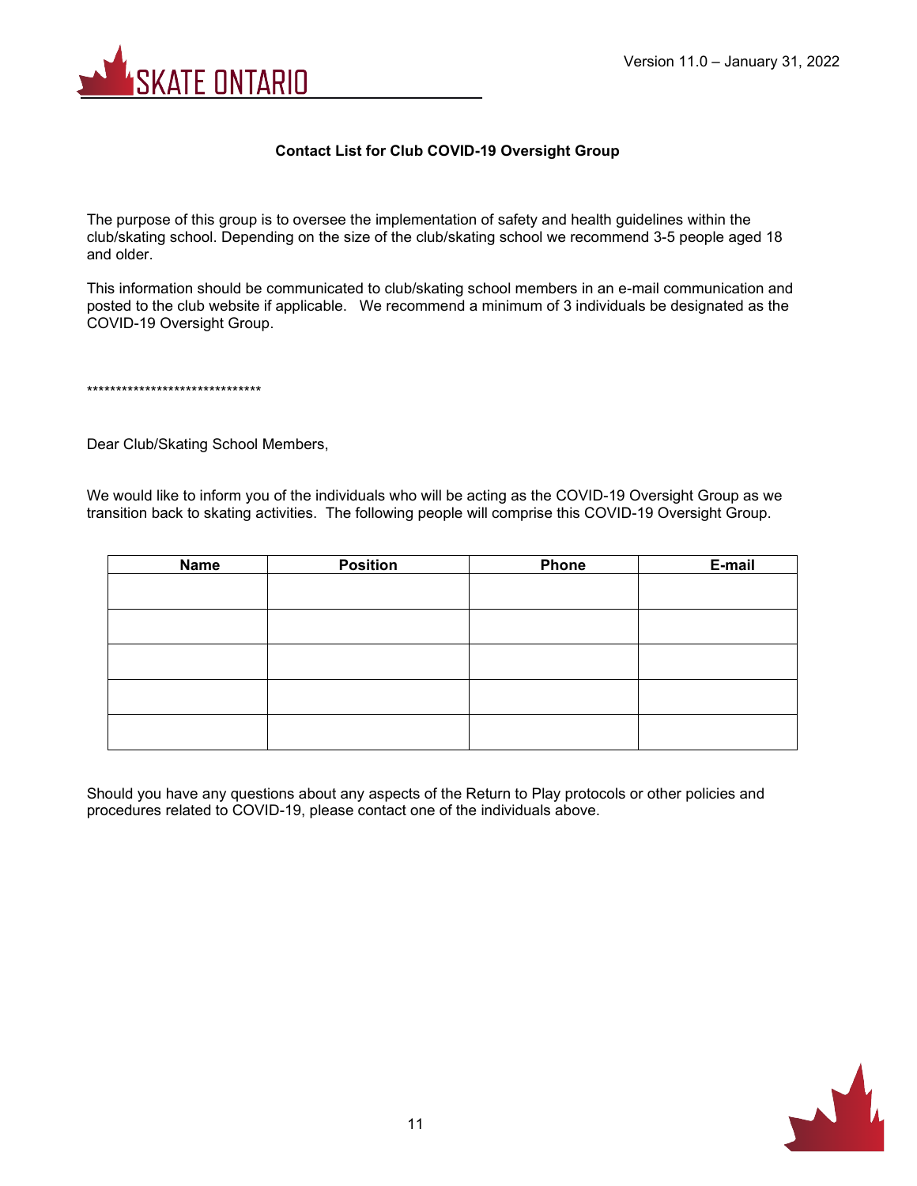### Contact List for Club COVID-19 Oversight Group

The purpose of this group is to oversee the implementation of safety and health guidelines within the club/skating school. Depending on the size of the club/skating school we recommend 3-5 people aged 18 and older.

This information should be communicated to club/skating school members in an e-mail communication and posted to the club website if applicable. We recommend a minimum of 3 individuals be designated as the COVID-19 Oversight Group.

******************************

Dear Club/Skating School Members,

We would like to inform you of the individuals who will be acting as the COVID-19 Oversight Group as we transition back to skating activities. The following people will comprise this COVID-19 Oversight Group.

| Name | Position | Phone | E-mail |
|---|---|---|---|
| | | | |
| | | | |
| | | | |
| | | | |
| | | | |

Should you have any questions about any aspects of the Return to Play protocols or other policies and procedures related to COVID-19, please contact one of the individuals above.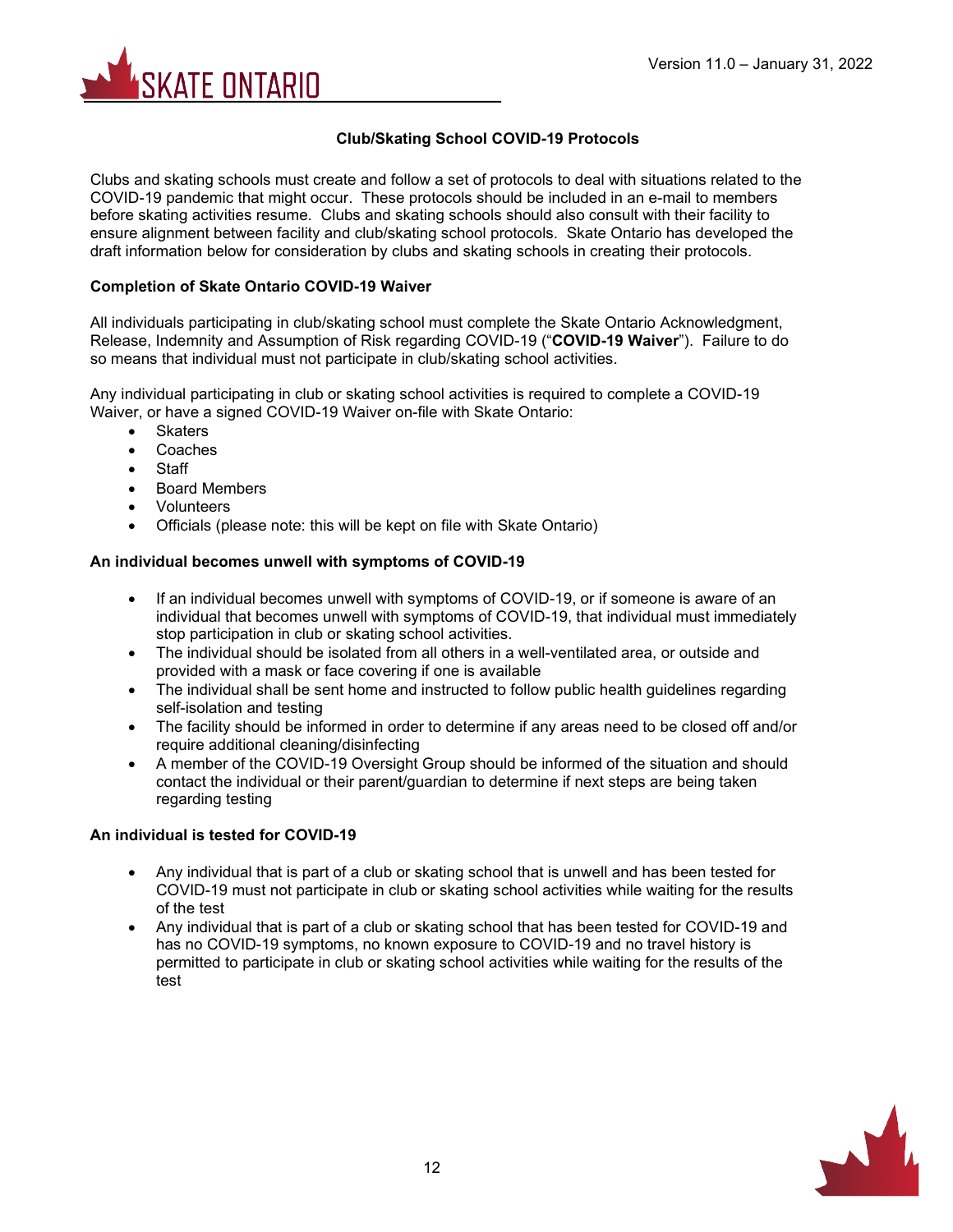## Club/Skating School COVID-19 Protocols

Clubs and skating schools must create and follow a set of protocols to deal with situations related to the COVID-19 pandemic that might occur. These protocols should be included in an e-mail to members before skating activities resume. Clubs and skating schools should also consult with their facility to ensure alignment between facility and club/skating school protocols. Skate Ontario has developed the draft information below for consideration by clubs and skating schools in creating their protocols.

### Completion of Skate Ontario COVID-19 Waiver

All individuals participating in club/skating school must complete the Skate Ontario Acknowledgment, Release, Indemnity and Assumption of Risk regarding COVID-19 ("**COVID-19 Waiver**"). Failure to do so means that individual must not participate in club/skating school activities.

Any individual participating in club or skating school activities is required to complete a COVID-19 Waiver, or have a signed COVID-19 Waiver on-file with Skate Ontario:

- Skaters
- Coaches
- Staff
- Board Members
- Volunteers
- Officials (please note: this will be kept on file with Skate Ontario)

### An individual becomes unwell with symptoms of COVID-19

- If an individual becomes unwell with symptoms of COVID-19, or if someone is aware of an individual that becomes unwell with symptoms of COVID-19, that individual must immediately stop participation in club or skating school activities.
- The individual should be isolated from all others in a well-ventilated area, or outside and provided with a mask or face covering if one is available
- The individual shall be sent home and instructed to follow public health guidelines regarding self-isolation and testing
- The facility should be informed in order to determine if any areas need to be closed off and/or require additional cleaning/disinfecting
- A member of the COVID-19 Oversight Group should be informed of the situation and should contact the individual or their parent/guardian to determine if next steps are being taken regarding testing

### An individual is tested for COVID-19

- Any individual that is part of a club or skating school that is unwell and has been tested for COVID-19 must not participate in club or skating school activities while waiting for the results of the test
- Any individual that is part of a club or skating school that has been tested for COVID-19 and has no COVID-19 symptoms, no known exposure to COVID-19 and no travel history is permitted to participate in club or skating school activities while waiting for the results of the test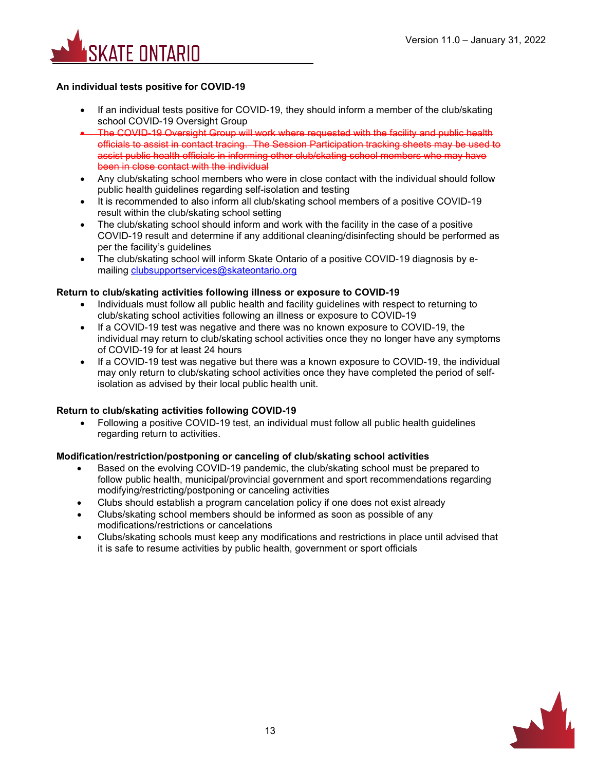**An individual tests positive for COVID-19**

- If an individual tests positive for COVID-19, they should inform a member of the club/skating school COVID-19 Oversight Group
- ~~The COVID-19 Oversight Group will work where requested with the facility and public health officials to assist in contact tracing. The Session Participation tracking sheets may be used to assist public health officials in informing other club/skating school members who may have been in close contact with the individual~~
- Any club/skating school members who were in close contact with the individual should follow public health guidelines regarding self-isolation and testing
- It is recommended to also inform all club/skating school members of a positive COVID-19 result within the club/skating school setting
- The club/skating school should inform and work with the facility in the case of a positive COVID-19 result and determine if any additional cleaning/disinfecting should be performed as per the facility's guidelines
- The club/skating school will inform Skate Ontario of a positive COVID-19 diagnosis by e-mailing clubsupportservices@skateontario.org

**Return to club/skating activities following illness or exposure to COVID-19**

- Individuals must follow all public health and facility guidelines with respect to returning to club/skating school activities following an illness or exposure to COVID-19
- If a COVID-19 test was negative and there was no known exposure to COVID-19, the individual may return to club/skating school activities once they no longer have any symptoms of COVID-19 for at least 24 hours
- If a COVID-19 test was negative but there was a known exposure to COVID-19, the individual may only return to club/skating school activities once they have completed the period of self-isolation as advised by their local public health unit.

**Return to club/skating activities following COVID-19**

- Following a positive COVID-19 test, an individual must follow all public health guidelines regarding return to activities.

**Modification/restriction/postponing or canceling of club/skating school activities**

- Based on the evolving COVID-19 pandemic, the club/skating school must be prepared to follow public health, municipal/provincial government and sport recommendations regarding modifying/restricting/postponing or canceling activities
- Clubs should establish a program cancelation policy if one does not exist already
- Clubs/skating school members should be informed as soon as possible of any modifications/restrictions or cancelations
- Clubs/skating schools must keep any modifications and restrictions in place until advised that it is safe to resume activities by public health, government or sport officials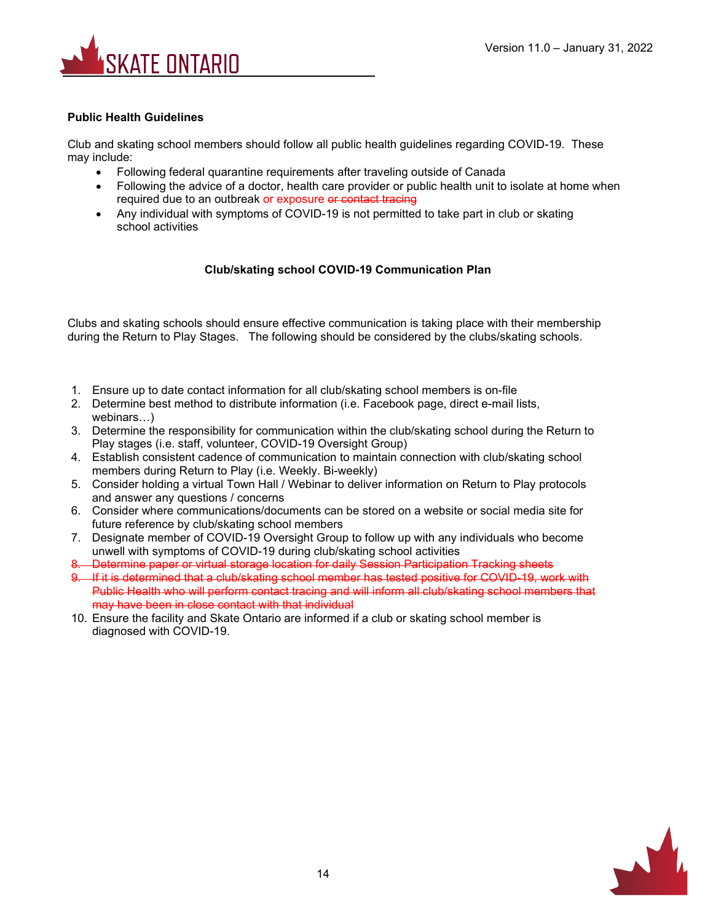**Public Health Guidelines**

Club and skating school members should follow all public health guidelines regarding COVID-19. These may include:

- Following federal quarantine requirements after traveling outside of Canada
- Following the advice of a doctor, health care provider or public health unit to isolate at home when required due to an outbreak or exposure ~~or contact tracing~~
- Any individual with symptoms of COVID-19 is not permitted to take part in club or skating school activities

**Club/skating school COVID-19 Communication Plan**

Clubs and skating schools should ensure effective communication is taking place with their membership during the Return to Play Stages. The following should be considered by the clubs/skating schools.

1. Ensure up to date contact information for all club/skating school members is on-file
2. Determine best method to distribute information (i.e. Facebook page, direct e-mail lists, webinars…)
3. Determine the responsibility for communication within the club/skating school during the Return to Play stages (i.e. staff, volunteer, COVID-19 Oversight Group)
4. Establish consistent cadence of communication to maintain connection with club/skating school members during Return to Play (i.e. Weekly. Bi-weekly)
5. Consider holding a virtual Town Hall / Webinar to deliver information on Return to Play protocols and answer any questions / concerns
6. Consider where communications/documents can be stored on a website or social media site for future reference by club/skating school members
7. Designate member of COVID-19 Oversight Group to follow up with any individuals who become unwell with symptoms of COVID-19 during club/skating school activities
8. ~~Determine paper or virtual storage location for daily Session Participation Tracking sheets~~
9. ~~If it is determined that a club/skating school member has tested positive for COVID-19, work with Public Health who will perform contact tracing and will inform all club/skating school members that may have been in close contact with that individual~~
10. Ensure the facility and Skate Ontario are informed if a club or skating school member is diagnosed with COVID-19.